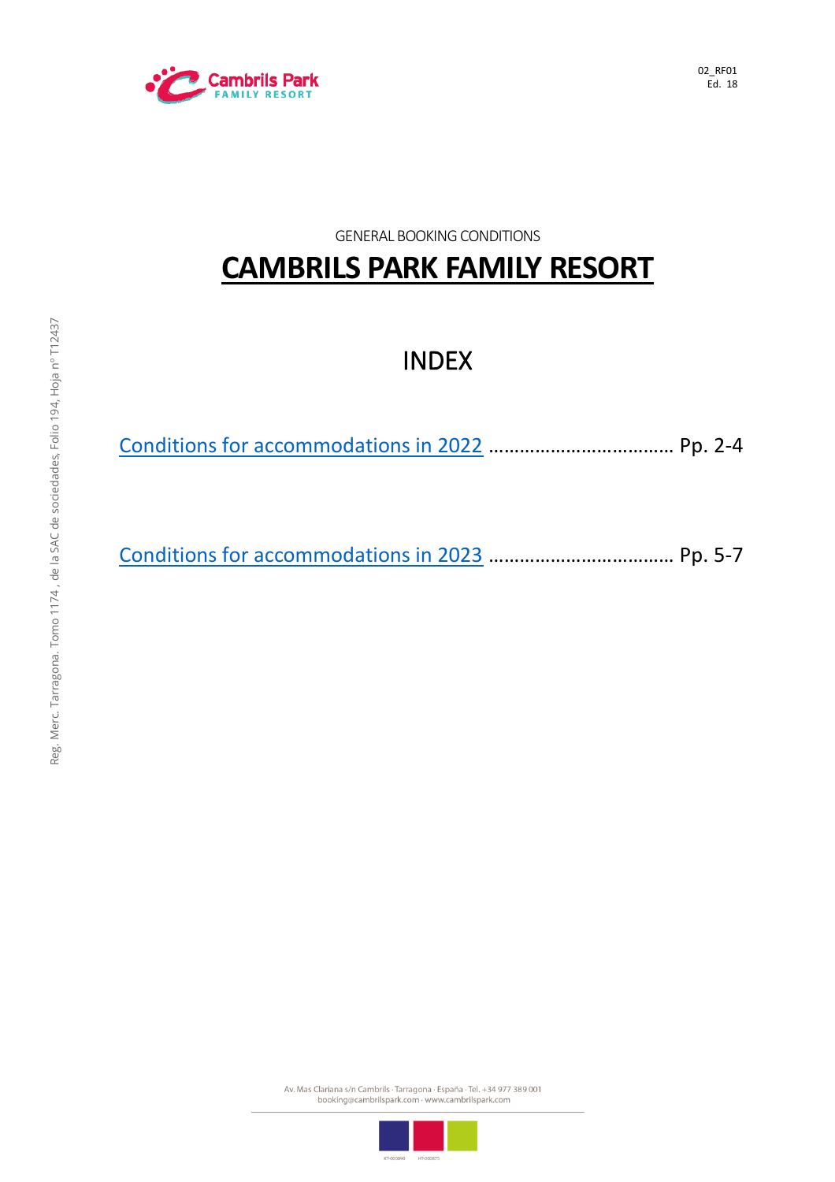GENERAL BOOKING CONDITIONS

# CAMBRILS PARK FAMILY RESORT

## INDEX

Conditions for accommodations in 2022 ……………………………… Pp. 2-4

Conditions for accommodations in 2023 ……………………………… Pp. 5-7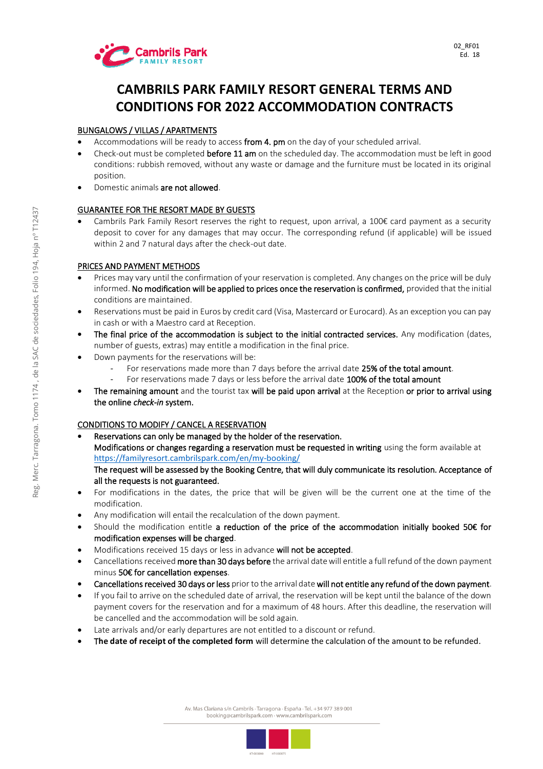# CAMBRILS PARK FAMILY RESORT GENERAL TERMS AND CONDITIONS FOR 2022 ACCOMMODATION CONTRACTS

## BUNGALOWS / VILLAS / APARTMENTS

- Accommodations will be ready to access **from 4. pm** on the day of your scheduled arrival.
- Check-out must be completed **before 11 am** on the scheduled day. The accommodation must be left in good conditions: rubbish removed, without any waste or damage and the furniture must be located in its original position.
- Domestic animals **are not allowed**.

## GUARANTEE FOR THE RESORT MADE BY GUESTS

- Cambrils Park Family Resort reserves the right to request, upon arrival, a 100€ card payment as a security deposit to cover for any damages that may occur. The corresponding refund (if applicable) will be issued within 2 and 7 natural days after the check-out date.

## PRICES AND PAYMENT METHODS

- Prices may vary until the confirmation of your reservation is completed. Any changes on the price will be duly informed. **No modification will be applied to prices once the reservation is confirmed,** provided that the initial conditions are maintained.
- Reservations must be paid in Euros by credit card (Visa, Mastercard or Eurocard). As an exception you can pay in cash or with a Maestro card at Reception.
- **The final price of the accommodation is subject to the initial contracted services.** Any modification (dates, number of guests, extras) may entitle a modification in the final price.
- Down payments for the reservations will be:
  - For reservations made more than 7 days before the arrival date **25% of the total amount**.
  - For reservations made 7 days or less before the arrival date **100% of the total amount**
- **The remaining amount** and the tourist tax **will be paid upon arrival** at the Reception **or prior to arrival using the online *check-in* system.**

## CONDITIONS TO MODIFY / CANCEL A RESERVATION

- **Reservations can only be managed by the holder of the reservation.**
  **Modifications or changes regarding a reservation must be requested in writing** using the form available at https://familyresort.cambrilspark.com/en/my-booking/
  **The request will be assessed by the Booking Centre, that will duly communicate its resolution. Acceptance of all the requests is not guaranteed.**
- For modifications in the dates, the price that will be given will be the current one at the time of the modification.
- Any modification will entail the recalculation of the down payment.
- Should the modification entitle **a reduction of the price of the accommodation initially booked 50€ for modification expenses will be charged**.
- Modifications received 15 days or less in advance **will not be accepted**.
- Cancellations received **more than 30 days before** the arrival date will entitle a full refund of the down payment minus **50€ for cancellation expenses**.
- **Cancellations received 30 days or less** prior to the arrival date **will not entitle any refund of the down payment**.
- If you fail to arrive on the scheduled date of arrival, the reservation will be kept until the balance of the down payment covers for the reservation and for a maximum of 48 hours. After this deadline, the reservation will be cancelled and the accommodation will be sold again.
- Late arrivals and/or early departures are not entitled to a discount or refund.
- **The date of receipt of the completed form** will determine the calculation of the amount to be refunded.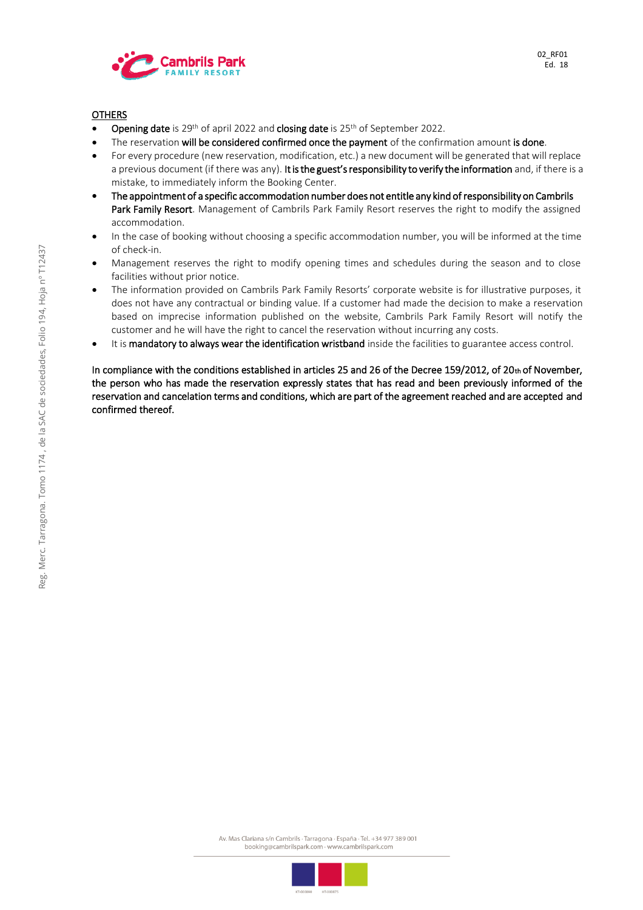OTHERS

- **Opening date** is 29th of april 2022 and **closing date** is 25th of September 2022.
- The reservation **will be considered confirmed once the payment** of the confirmation amount **is done**.
- For every procedure (new reservation, modification, etc.) a new document will be generated that will replace a previous document (if there was any). **It is the guest's responsibility to verify the information** and, if there is a mistake, to immediately inform the Booking Center.
- **The appointment of a specific accommodation number does not entitle any kind of responsibility on Cambrils Park Family Resort**. Management of Cambrils Park Family Resort reserves the right to modify the assigned accommodation.
- In the case of booking without choosing a specific accommodation number, you will be informed at the time of check-in.
- Management reserves the right to modify opening times and schedules during the season and to close facilities without prior notice.
- The information provided on Cambrils Park Family Resorts' corporate website is for illustrative purposes, it does not have any contractual or binding value. If a customer had made the decision to make a reservation based on imprecise information published on the website, Cambrils Park Family Resort will notify the customer and he will have the right to cancel the reservation without incurring any costs.
- It is **mandatory to always wear the identification wristband** inside the facilities to guarantee access control.

**In compliance with the conditions established in articles 25 and 26 of the Decree 159/2012, of 20th of November, the person who has made the reservation expressly states that has read and been previously informed of the reservation and cancelation terms and conditions, which are part of the agreement reached and are accepted and confirmed thereof.**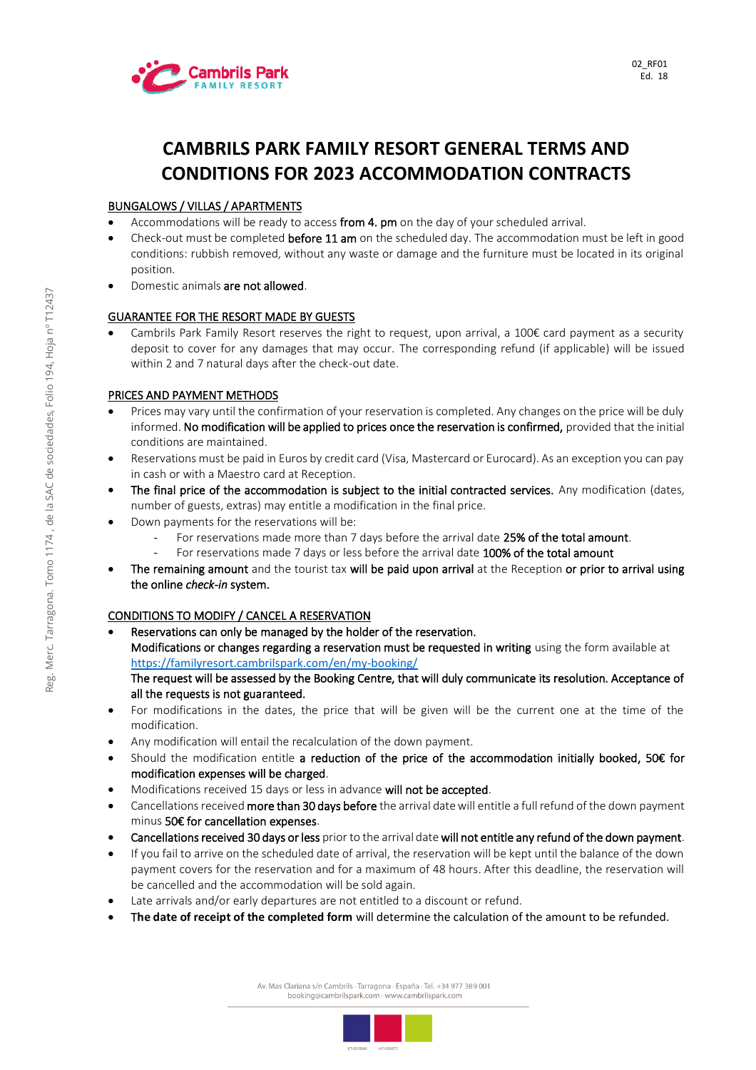# CAMBRILS PARK FAMILY RESORT GENERAL TERMS AND CONDITIONS FOR 2023 ACCOMMODATION CONTRACTS

## BUNGALOWS / VILLAS / APARTMENTS

- Accommodations will be ready to access **from 4. pm** on the day of your scheduled arrival.
- Check-out must be completed **before 11 am** on the scheduled day. The accommodation must be left in good conditions: rubbish removed, without any waste or damage and the furniture must be located in its original position.
- Domestic animals **are not allowed**.

## GUARANTEE FOR THE RESORT MADE BY GUESTS

- Cambrils Park Family Resort reserves the right to request, upon arrival, a 100€ card payment as a security deposit to cover for any damages that may occur. The corresponding refund (if applicable) will be issued within 2 and 7 natural days after the check-out date.

## PRICES AND PAYMENT METHODS

- Prices may vary until the confirmation of your reservation is completed. Any changes on the price will be duly informed. **No modification will be applied to prices once the reservation is confirmed,** provided that the initial conditions are maintained.
- Reservations must be paid in Euros by credit card (Visa, Mastercard or Eurocard). As an exception you can pay in cash or with a Maestro card at Reception.
- **The final price of the accommodation is subject to the initial contracted services.** Any modification (dates, number of guests, extras) may entitle a modification in the final price.
- Down payments for the reservations will be:
  - For reservations made more than 7 days before the arrival date **25% of the total amount**.
  - For reservations made 7 days or less before the arrival date **100% of the total amount**
- **The remaining amount** and the tourist tax **will be paid upon arrival** at the Reception **or prior to arrival using the online *check-in* system.**

## CONDITIONS TO MODIFY / CANCEL A RESERVATION

- **Reservations can only be managed by the holder of the reservation.**
  **Modifications or changes regarding a reservation must be requested in writing** using the form available at https://familyresort.cambrilspark.com/en/my-booking/
  **The request will be assessed by the Booking Centre, that will duly communicate its resolution. Acceptance of all the requests is not guaranteed.**
- For modifications in the dates, the price that will be given will be the current one at the time of the modification.
- Any modification will entail the recalculation of the down payment.
- Should the modification entitle **a reduction of the price of the accommodation initially booked, 50€ for modification expenses will be charged**.
- Modifications received 15 days or less in advance **will not be accepted**.
- Cancellations received **more than 30 days before** the arrival date will entitle a full refund of the down payment minus **50€ for cancellation expenses**.
- **Cancellations received 30 days or less** prior to the arrival date **will not entitle any refund of the down payment**.
- If you fail to arrive on the scheduled date of arrival, the reservation will be kept until the balance of the down payment covers for the reservation and for a maximum of 48 hours. After this deadline, the reservation will be cancelled and the accommodation will be sold again.
- Late arrivals and/or early departures are not entitled to a discount or refund.
- **The date of receipt of the completed form** will determine the calculation of the amount to be refunded.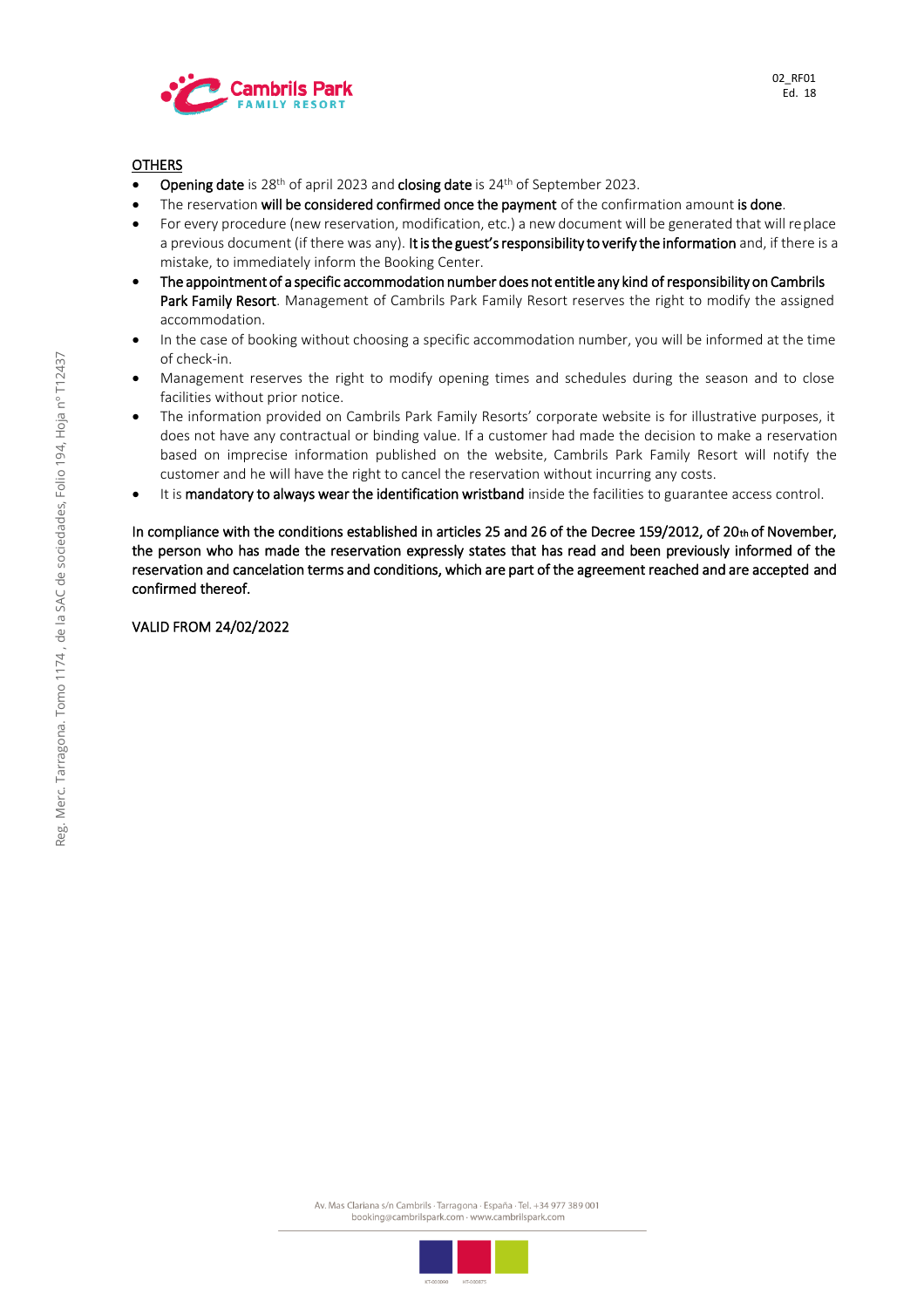OTHERS

- **Opening date** is 28th of april 2023 and **closing date** is 24th of September 2023.
- The reservation **will be considered confirmed once the payment** of the confirmation amount **is done**.
- For every procedure (new reservation, modification, etc.) a new document will be generated that will replace a previous document (if there was any). **It is the guest's responsibility to verify the information** and, if there is a mistake, to immediately inform the Booking Center.
- **The appointment of a specific accommodation number does not entitle any kind of responsibility on Cambrils Park Family Resort**. Management of Cambrils Park Family Resort reserves the right to modify the assigned accommodation.
- In the case of booking without choosing a specific accommodation number, you will be informed at the time of check-in.
- Management reserves the right to modify opening times and schedules during the season and to close facilities without prior notice.
- The information provided on Cambrils Park Family Resorts' corporate website is for illustrative purposes, it does not have any contractual or binding value. If a customer had made the decision to make a reservation based on imprecise information published on the website, Cambrils Park Family Resort will notify the customer and he will have the right to cancel the reservation without incurring any costs.
- It is **mandatory to always wear the identification wristband** inside the facilities to guarantee access control.

**In compliance with the conditions established in articles 25 and 26 of the Decree 159/2012, of 20th of November, the person who has made the reservation expressly states that has read and been previously informed of the reservation and cancelation terms and conditions, which are part of the agreement reached and are accepted and confirmed thereof.**

VALID FROM 24/02/2022